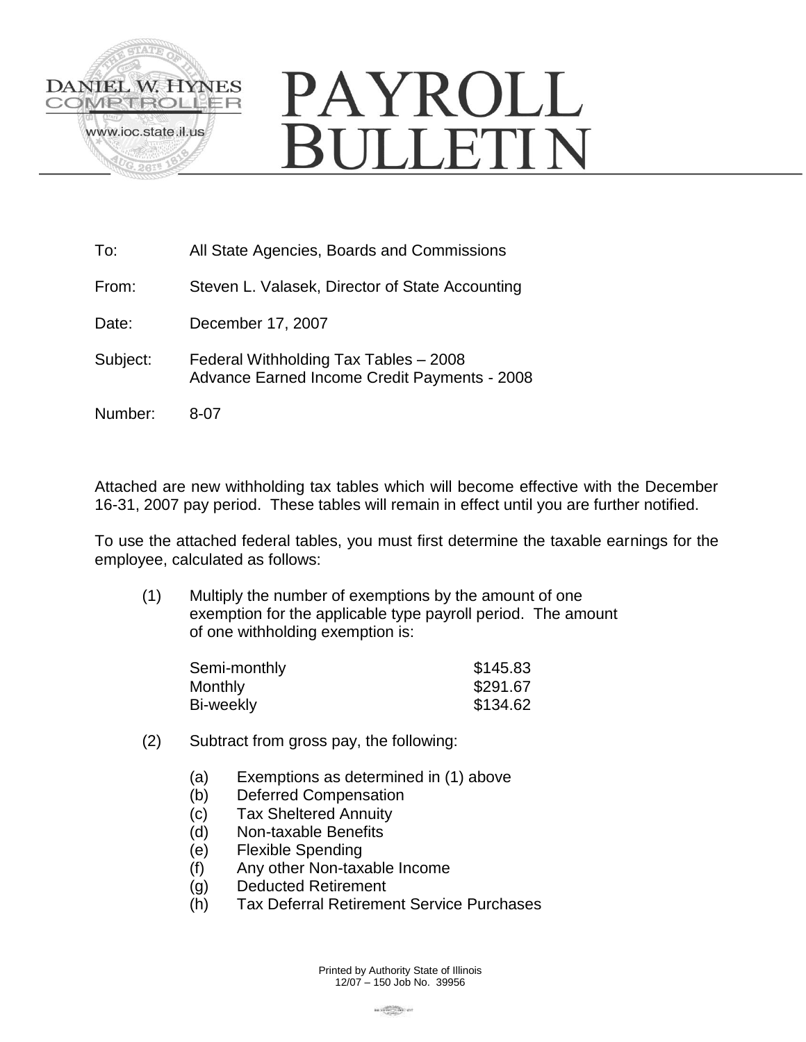DANIEL W. HYNES
COMPTROLLER
www.ioc.state.il.us

# PAYROLL BULLETIN

To: All State Agencies, Boards and Commissions

From: Steven L. Valasek, Director of State Accounting

Date: December 17, 2007

Subject: Federal Withholding Tax Tables – 2008
Advance Earned Income Credit Payments - 2008

Number: 8-07

Attached are new withholding tax tables which will become effective with the December 16-31, 2007 pay period. These tables will remain in effect until you are further notified.

To use the attached federal tables, you must first determine the taxable earnings for the employee, calculated as follows:

(1) Multiply the number of exemptions by the amount of one exemption for the applicable type payroll period. The amount of one withholding exemption is:

| | |
|---|---|
| Semi-monthly | $145.83 |
| Monthly | $291.67 |
| Bi-weekly | $134.62 |

(2) Subtract from gross pay, the following:

(a) Exemptions as determined in (1) above
(b) Deferred Compensation
(c) Tax Sheltered Annuity
(d) Non-taxable Benefits
(e) Flexible Spending
(f) Any other Non-taxable Income
(g) Deducted Retirement
(h) Tax Deferral Retirement Service Purchases

Printed by Authority State of Illinois
12/07 – 150 Job No. 39956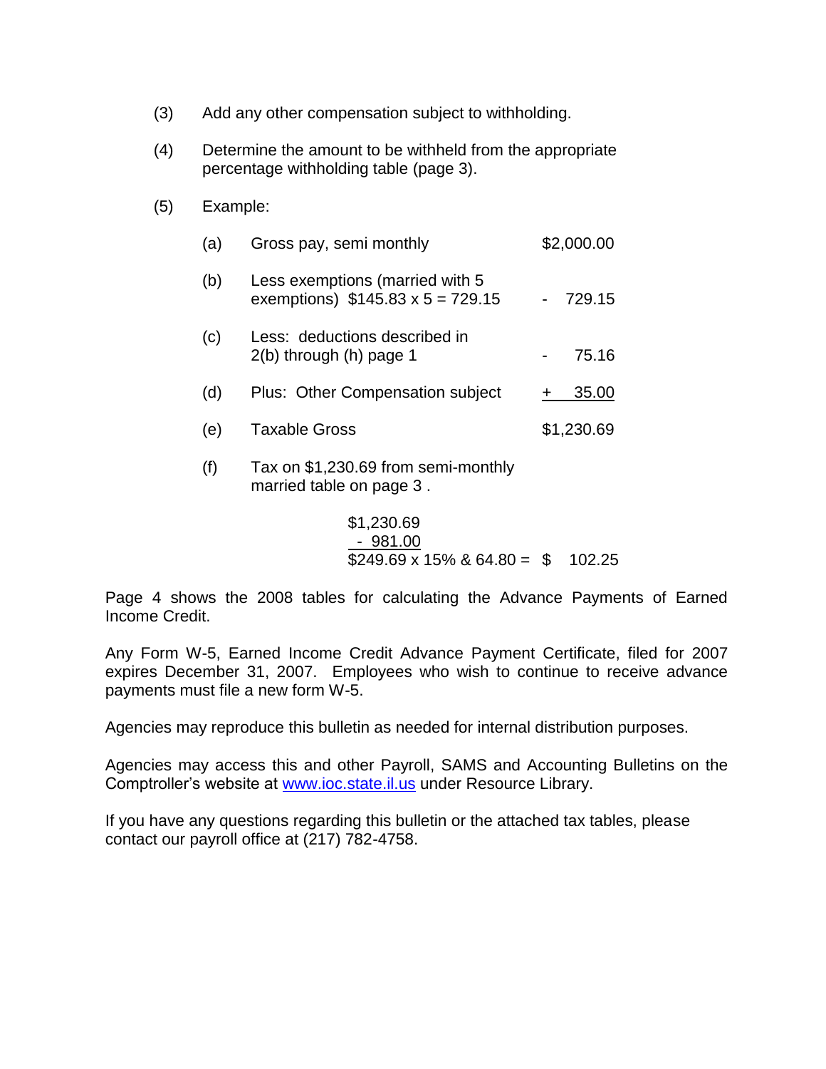(3) Add any other compensation subject to withholding.

(4) Determine the amount to be withheld from the appropriate percentage withholding table (page 3).

(5) Example:

| | | |
|---|---|---|
| (a) | Gross pay, semi monthly | $2,000.00 |
| (b) | Less exemptions (married with 5 exemptions) $145.83 x 5 = 729.15 | - 729.15 |
| (c) | Less: deductions described in 2(b) through (h) page 1 | - 75.16 |
| (d) | Plus: Other Compensation subject | + 35.00 |
| (e) | Taxable Gross | $1,230.69 |
| (f) | Tax on $1,230.69 from semi-monthly married table on page 3 . | |

```
$1,230.69
 - 981.00
$249.69 x 15% & 64.80 =  $   102.25
```

Page 4 shows the 2008 tables for calculating the Advance Payments of Earned Income Credit.

Any Form W-5, Earned Income Credit Advance Payment Certificate, filed for 2007 expires December 31, 2007. Employees who wish to continue to receive advance payments must file a new form W-5.

Agencies may reproduce this bulletin as needed for internal distribution purposes.

Agencies may access this and other Payroll, SAMS and Accounting Bulletins on the Comptroller's website at [www.ioc.state.il.us](http://www.ioc.state.il.us) under Resource Library.

If you have any questions regarding this bulletin or the attached tax tables, please contact our payroll office at (217) 782-4758.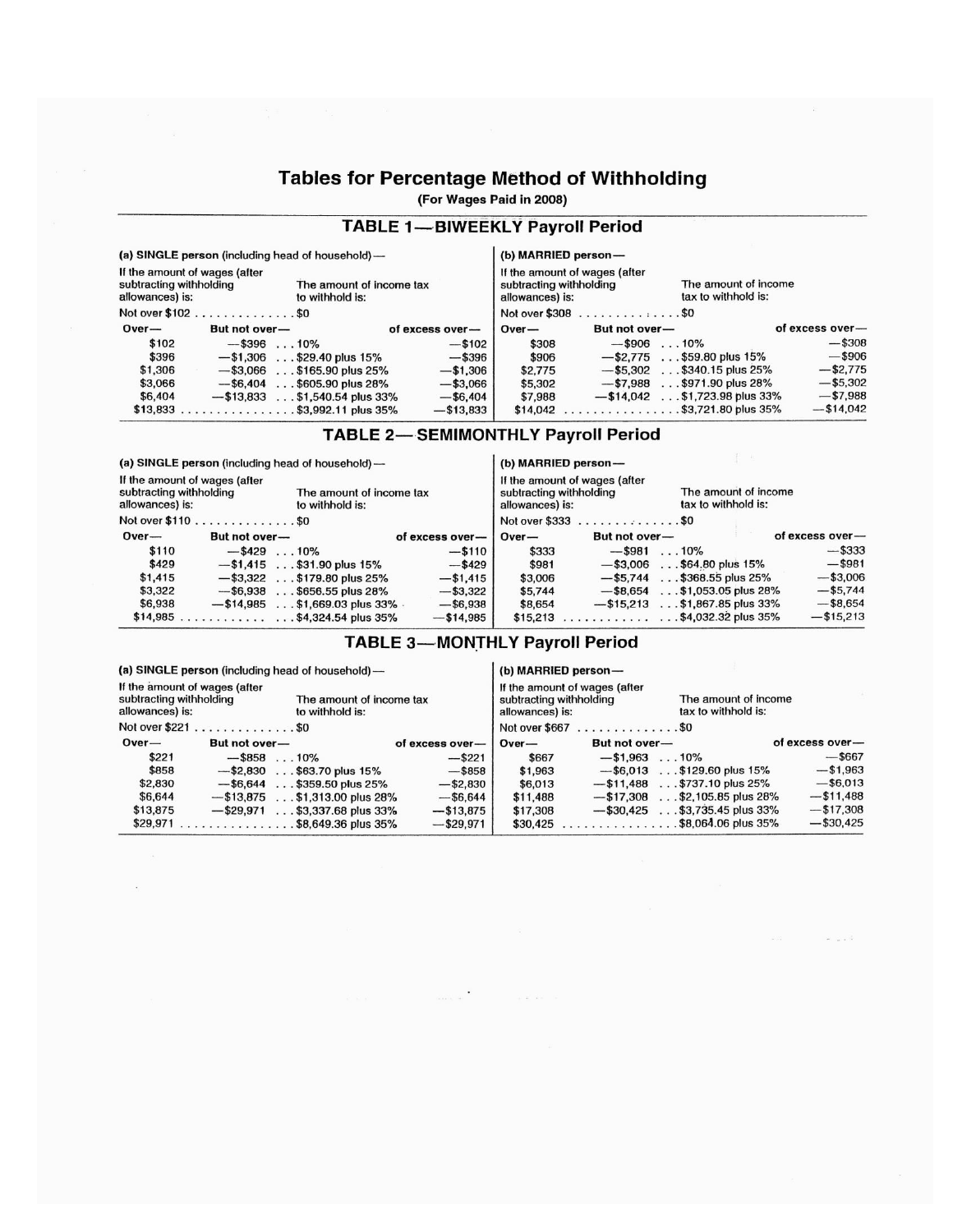# Tables for Percentage Method of Withholding

(For Wages Paid in 2008)

## TABLE 1—BIWEEKLY Payroll Period

**(a) SINGLE person (including head of household)—**

If the amount of wages (after subtracting withholding allowances) is: / The amount of income tax to withhold is:

Not over $102 .............. $0

| Over— | But not over— | | of excess over— |
|---|---|---|---|
| $102 | —$396 | ...10% | —$102 |
| $396 | —$1,306 | ...$29.40 plus 15% | —$396 |
| $1,306 | —$3,066 | ...$165.90 plus 25% | —$1,306 |
| $3,066 | —$6,404 | ...$605.90 plus 28% | —$3,066 |
| $6,404 | —$13,833 | ...$1,540.54 plus 33% | —$6,404 |
| $13,833 | | ...$3,992.11 plus 35% | —$13,833 |

**(b) MARRIED person—**

If the amount of wages (after subtracting withholding allowances) is: / The amount of income tax to withhold is:

Not over $308 .............. $0

| Over— | But not over— | | of excess over— |
|---|---|---|---|
| $308 | —$906 | ...10% | —$308 |
| $906 | —$2,775 | ...$59.80 plus 15% | —$906 |
| $2,775 | —$5,302 | ...$340.15 plus 25% | —$2,775 |
| $5,302 | —$7,988 | ...$971.90 plus 28% | —$5,302 |
| $7,988 | —$14,042 | ...$1,723.98 plus 33% | —$7,988 |
| $14,042 | | ...$3,721.80 plus 35% | —$14,042 |

## TABLE 2—SEMIMONTHLY Payroll Period

**(a) SINGLE person (including head of household)—**

If the amount of wages (after subtracting withholding allowances) is: / The amount of income tax to withhold is:

Not over $110 .............. $0

| Over— | But not over— | | of excess over— |
|---|---|---|---|
| $110 | —$429 | ...10% | —$110 |
| $429 | —$1,415 | ...$31.90 plus 15% | —$429 |
| $1,415 | —$3,322 | ...$179.80 plus 25% | —$1,415 |
| $3,322 | —$6,938 | ...$656.55 plus 28% | —$3,322 |
| $6,938 | —$14,985 | ...$1,669.03 plus 33% | —$6,938 |
| $14,985 | | ...$4,324.54 plus 35% | —$14,985 |

**(b) MARRIED person—**

If the amount of wages (after subtracting withholding allowances) is: / The amount of income tax to withhold is:

Not over $333 .............. $0

| Over— | But not over— | | of excess over— |
|---|---|---|---|
| $333 | —$981 | ...10% | —$333 |
| $981 | —$3,006 | ...$64.80 plus 15% | —$981 |
| $3,006 | —$5,744 | ...$368.55 plus 25% | —$3,006 |
| $5,744 | —$8,654 | ...$1,053.05 plus 28% | —$5,744 |
| $8,654 | —$15,213 | ...$1,867.85 plus 33% | —$8,654 |
| $15,213 | | ...$4,032.32 plus 35% | —$15,213 |

## TABLE 3—MONTHLY Payroll Period

**(a) SINGLE person (including head of household)—**

If the amount of wages (after subtracting withholding allowances) is: / The amount of income tax to withhold is:

Not over $221 .............. $0

| Over— | But not over— | | of excess over— |
|---|---|---|---|
| $221 | —$858 | ...10% | —$221 |
| $858 | —$2,830 | ...$63.70 plus 15% | —$858 |
| $2,830 | —$6,644 | ...$359.50 plus 25% | —$2,830 |
| $6,644 | —$13,875 | ...$1,313.00 plus 28% | —$6,644 |
| $13,875 | —$29,971 | ...$3,337.68 plus 33% | —$13,875 |
| $29,971 | | ...$8,649.36 plus 35% | —$29,971 |

**(b) MARRIED person—**

If the amount of wages (after subtracting withholding allowances) is: / The amount of income tax to withhold is:

Not over $667 .............. $0

| Over— | But not over— | | of excess over— |
|---|---|---|---|
| $667 | —$1,963 | ...10% | —$667 |
| $1,963 | —$6,013 | ...$129.60 plus 15% | —$1,963 |
| $6,013 | —$11,488 | ...$737.10 plus 25% | —$6,013 |
| $11,488 | —$17,308 | ...$2,105.85 plus 28% | —$11,488 |
| $17,308 | —$30,425 | ...$3,735.45 plus 33% | —$17,308 |
| $30,425 | | ...$8,064.06 plus 35% | —$30,425 |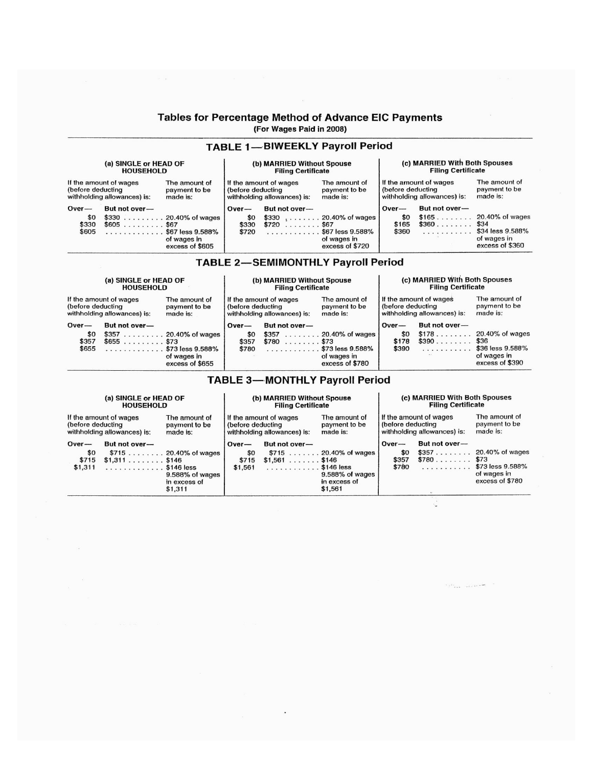# Tables for Percentage Method of Advance EIC Payments

(For Wages Paid in 2008)

## TABLE 1—BIWEEKLY Payroll Period

**(a) SINGLE or HEAD OF HOUSEHOLD**

| If the amount of wages (before deducting withholding allowances) is: Over— | But not over— | The amount of payment to be made is: |
|---|---|---|
| $0 | $330 | 20.40% of wages |
| $330 | $605 | $67 |
| $605 | | $67 less 9.588% of wages in excess of $605 |

**(b) MARRIED Without Spouse Filing Certificate**

| If the amount of wages (before deducting withholding allowances) is: Over— | But not over— | The amount of payment to be made is: |
|---|---|---|
| $0 | $330 | 20.40% of wages |
| $330 | $720 | $67 |
| $720 | | $67 less 9.588% of wages in excess of $720 |

**(c) MARRIED With Both Spouses Filing Certificate**

| If the amount of wages (before deducting withholding allowances) is: Over— | But not over— | The amount of payment to be made is: |
|---|---|---|
| $0 | $165 | 20.40% of wages |
| $165 | $360 | $34 |
| $360 | | $34 less 9.588% of wages in excess of $360 |

## TABLE 2—SEMIMONTHLY Payroll Period

**(a) SINGLE or HEAD OF HOUSEHOLD**

| If the amount of wages (before deducting withholding allowances) is: Over— | But not over— | The amount of payment to be made is: |
|---|---|---|
| $0 | $357 | 20.40% of wages |
| $357 | $655 | $73 |
| $655 | | $73 less 9.588% of wages in excess of $655 |

**(b) MARRIED Without Spouse Filing Certificate**

| If the amount of wages (before deducting withholding allowances) is: Over— | But not over— | The amount of payment to be made is: |
|---|---|---|
| $0 | $357 | 20.40% of wages |
| $357 | $780 | $73 |
| $780 | | $73 less 9.588% of wages in excess of $780 |

**(c) MARRIED With Both Spouses Filing Certificate**

| If the amount of wages (before deducting withholding allowances) is: Over— | But not over— | The amount of payment to be made is: |
|---|---|---|
| $0 | $178 | 20.40% of wages |
| $178 | $390 | $36 |
| $390 | | $36 less 9.588% of wages in excess of $390 |

## TABLE 3—MONTHLY Payroll Period

**(a) SINGLE or HEAD OF HOUSEHOLD**

| If the amount of wages (before deducting withholding allowances) is: Over— | But not over— | The amount of payment to be made is: |
|---|---|---|
| $0 | $715 | 20.40% of wages |
| $715 | $1,311 | $146 |
| $1,311 | | $146 less 9.588% of wages in excess of $1,311 |

**(b) MARRIED Without Spouse Filing Certificate**

| If the amount of wages (before deducting withholding allowances) is: Over— | But not over— | The amount of payment to be made is: |
|---|---|---|
| $0 | $715 | 20.40% of wages |
| $715 | $1,561 | $146 |
| $1,561 | | $146 less 9.588% of wages in excess of $1,561 |

**(c) MARRIED With Both Spouses Filing Certificate**

| If the amount of wages (before deducting withholding allowances) is: Over— | But not over— | The amount of payment to be made is: |
|---|---|---|
| $0 | $357 | 20.40% of wages |
| $357 | $780 | $73 |
| $780 | | $73 less 9.588% of wages in excess of $780 |